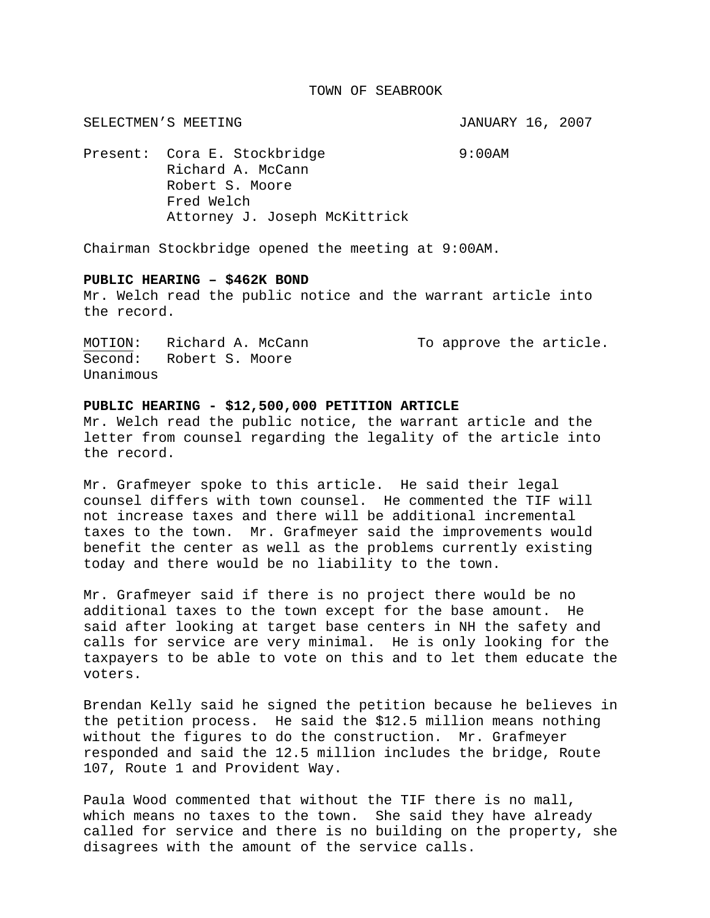TOWN OF SEABROOK

SELECTMEN'S MEETING JANUARY 16, 2007

Present: Cora E. Stockbridge 9:00AM
Richard A. McCann
Robert S. Moore
Fred Welch
Attorney J. Joseph McKittrick

Chairman Stockbridge opened the meeting at 9:00AM.

**PUBLIC HEARING – $462K BOND**

Mr. Welch read the public notice and the warrant article into the record.

MOTION: Richard A. McCann To approve the article.
Second: Robert S. Moore
Unanimous

**PUBLIC HEARING - $12,500,000 PETITION ARTICLE**

Mr. Welch read the public notice, the warrant article and the letter from counsel regarding the legality of the article into the record.

Mr. Grafmeyer spoke to this article. He said their legal counsel differs with town counsel. He commented the TIF will not increase taxes and there will be additional incremental taxes to the town. Mr. Grafmeyer said the improvements would benefit the center as well as the problems currently existing today and there would be no liability to the town.

Mr. Grafmeyer said if there is no project there would be no additional taxes to the town except for the base amount. He said after looking at target base centers in NH the safety and calls for service are very minimal. He is only looking for the taxpayers to be able to vote on this and to let them educate the voters.

Brendan Kelly said he signed the petition because he believes in the petition process. He said the $12.5 million means nothing without the figures to do the construction. Mr. Grafmeyer responded and said the 12.5 million includes the bridge, Route 107, Route 1 and Provident Way.

Paula Wood commented that without the TIF there is no mall, which means no taxes to the town. She said they have already called for service and there is no building on the property, she disagrees with the amount of the service calls.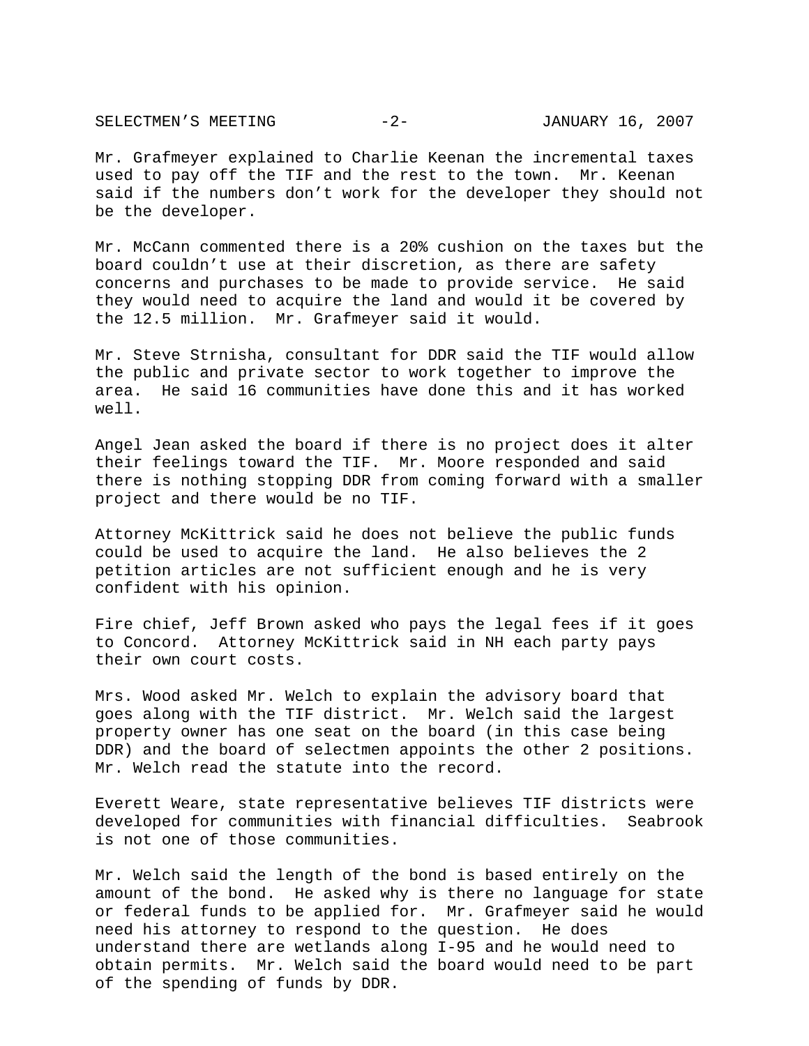Mr. Grafmeyer explained to Charlie Keenan the incremental taxes used to pay off the TIF and the rest to the town. Mr. Keenan said if the numbers don't work for the developer they should not be the developer.

Mr. McCann commented there is a 20% cushion on the taxes but the board couldn't use at their discretion, as there are safety concerns and purchases to be made to provide service. He said they would need to acquire the land and would it be covered by the 12.5 million. Mr. Grafmeyer said it would.

Mr. Steve Strnisha, consultant for DDR said the TIF would allow the public and private sector to work together to improve the area. He said 16 communities have done this and it has worked well.

Angel Jean asked the board if there is no project does it alter their feelings toward the TIF. Mr. Moore responded and said there is nothing stopping DDR from coming forward with a smaller project and there would be no TIF.

Attorney McKittrick said he does not believe the public funds could be used to acquire the land. He also believes the 2 petition articles are not sufficient enough and he is very confident with his opinion.

Fire chief, Jeff Brown asked who pays the legal fees if it goes to Concord. Attorney McKittrick said in NH each party pays their own court costs.

Mrs. Wood asked Mr. Welch to explain the advisory board that goes along with the TIF district. Mr. Welch said the largest property owner has one seat on the board (in this case being DDR) and the board of selectmen appoints the other 2 positions. Mr. Welch read the statute into the record.

Everett Weare, state representative believes TIF districts were developed for communities with financial difficulties. Seabrook is not one of those communities.

Mr. Welch said the length of the bond is based entirely on the amount of the bond. He asked why is there no language for state or federal funds to be applied for. Mr. Grafmeyer said he would need his attorney to respond to the question. He does understand there are wetlands along I-95 and he would need to obtain permits. Mr. Welch said the board would need to be part of the spending of funds by DDR.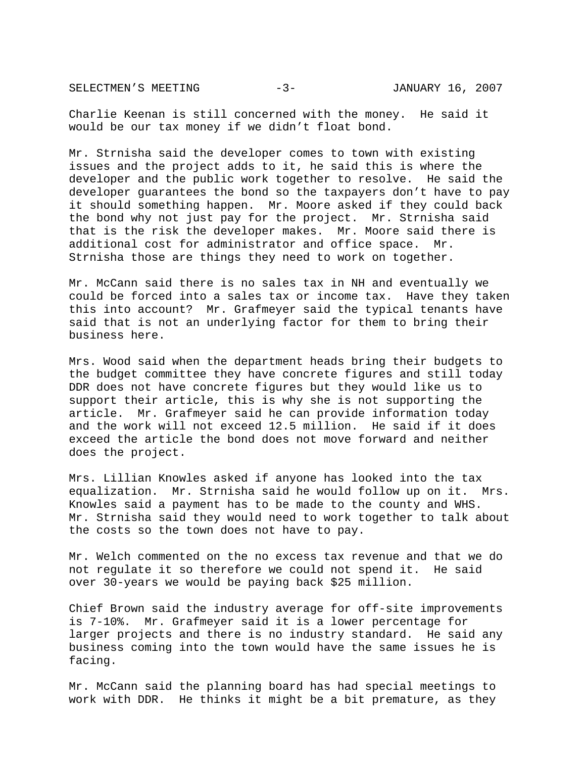Charlie Keenan is still concerned with the money. He said it would be our tax money if we didn't float bond.

Mr. Strnisha said the developer comes to town with existing issues and the project adds to it, he said this is where the developer and the public work together to resolve. He said the developer guarantees the bond so the taxpayers don't have to pay it should something happen. Mr. Moore asked if they could back the bond why not just pay for the project. Mr. Strnisha said that is the risk the developer makes. Mr. Moore said there is additional cost for administrator and office space. Mr. Strnisha those are things they need to work on together.

Mr. McCann said there is no sales tax in NH and eventually we could be forced into a sales tax or income tax. Have they taken this into account? Mr. Grafmeyer said the typical tenants have said that is not an underlying factor for them to bring their business here.

Mrs. Wood said when the department heads bring their budgets to the budget committee they have concrete figures and still today DDR does not have concrete figures but they would like us to support their article, this is why she is not supporting the article. Mr. Grafmeyer said he can provide information today and the work will not exceed 12.5 million. He said if it does exceed the article the bond does not move forward and neither does the project.

Mrs. Lillian Knowles asked if anyone has looked into the tax equalization. Mr. Strnisha said he would follow up on it. Mrs. Knowles said a payment has to be made to the county and WHS. Mr. Strnisha said they would need to work together to talk about the costs so the town does not have to pay.

Mr. Welch commented on the no excess tax revenue and that we do not regulate it so therefore we could not spend it. He said over 30-years we would be paying back $25 million.

Chief Brown said the industry average for off-site improvements is 7-10%. Mr. Grafmeyer said it is a lower percentage for larger projects and there is no industry standard. He said any business coming into the town would have the same issues he is facing.

Mr. McCann said the planning board has had special meetings to work with DDR. He thinks it might be a bit premature, as they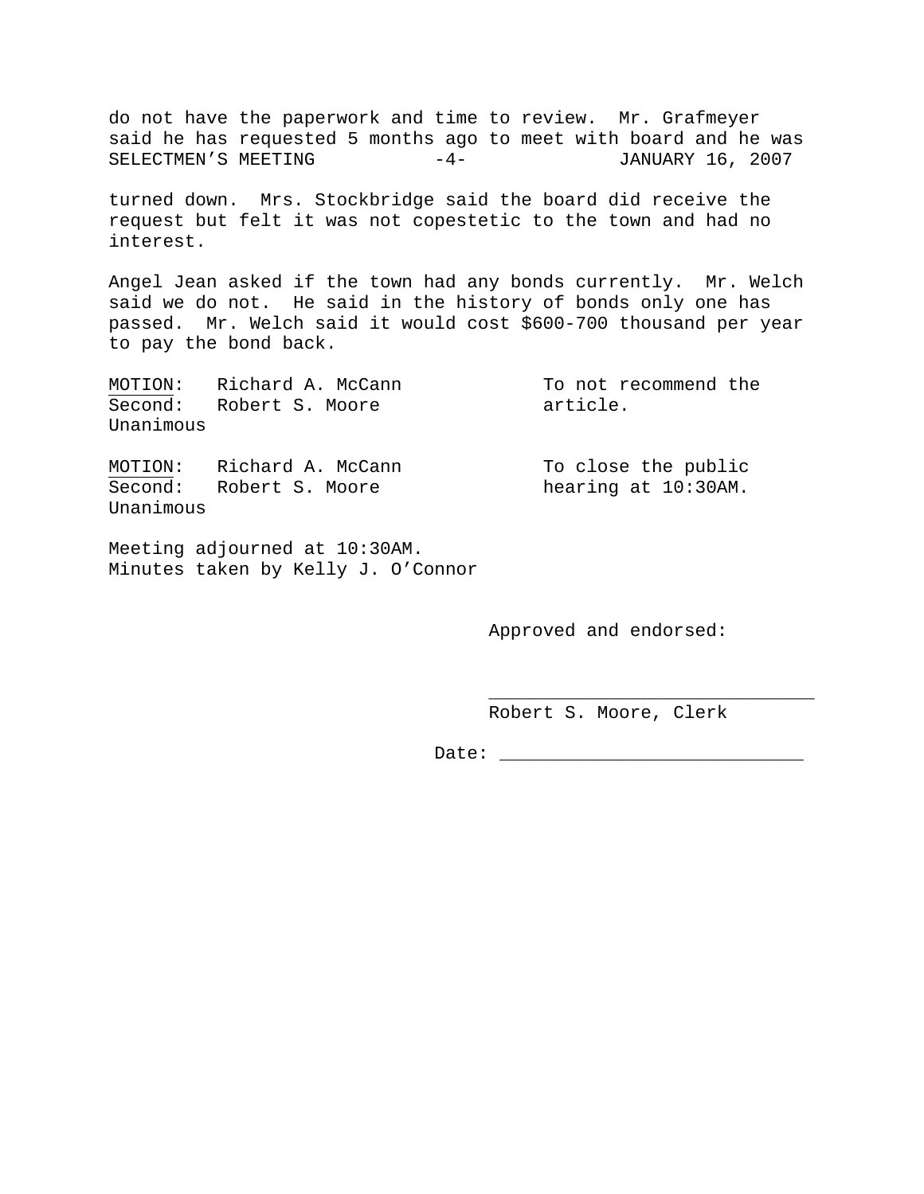do not have the paperwork and time to review. Mr. Grafmeyer said he has requested 5 months ago to meet with board and he was turned down. Mrs. Stockbridge said the board did receive the request but felt it was not copestetic to the town and had no interest.

Angel Jean asked if the town had any bonds currently. Mr. Welch said we do not. He said in the history of bonds only one has passed. Mr. Welch said it would cost $600-700 thousand per year to pay the bond back.

| | | |
|---|---|---|
| MOTION: | Richard A. McCann | To not recommend the article. |
| Second: | Robert S. Moore | |
| Unanimous | | |

| | | |
|---|---|---|
| MOTION: | Richard A. McCann | To close the public hearing at 10:30AM. |
| Second: | Robert S. Moore | |
| Unanimous | | |

Meeting adjourned at 10:30AM.
Minutes taken by Kelly J. O'Connor

Approved and endorsed:

______________________________
Robert S. Moore, Clerk

Date: ____________________________